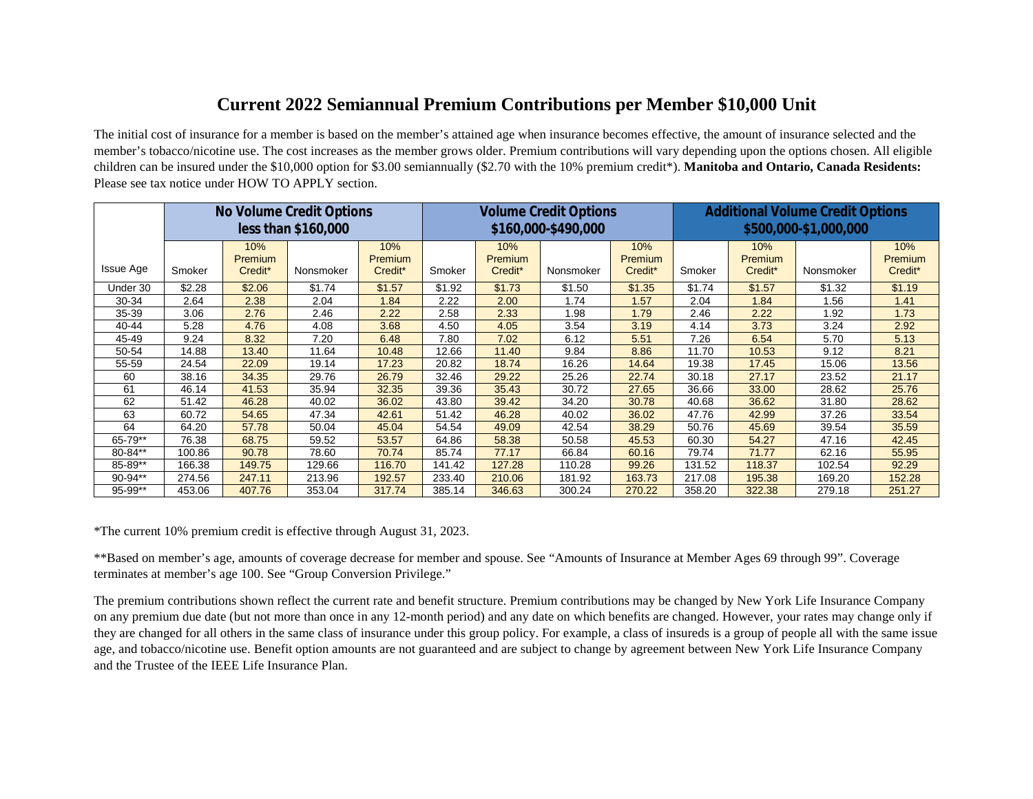# Current 2022 Semiannual Premium Contributions per Member $10,000 Unit

The initial cost of insurance for a member is based on the member's attained age when insurance becomes effective, the amount of insurance selected and the member's tobacco/nicotine use. The cost increases as the member grows older. Premium contributions will vary depending upon the options chosen. All eligible children can be insured under the $10,000 option for $3.00 semiannually ($2.70 with the 10% premium credit*). **Manitoba and Ontario, Canada Residents:** Please see tax notice under HOW TO APPLY section.

| | No Volume Credit Options less than $160,000 | | | | Volume Credit Options $160,000-$490,000 | | | | Additional Volume Credit Options $500,000-$1,000,000 | | | |
|---|---|---|---|---|---|---|---|---|---|---|---|---|
| Issue Age | Smoker | 10% Premium Credit* | Nonsmoker | 10% Premium Credit* | Smoker | 10% Premium Credit* | Nonsmoker | 10% Premium Credit* | Smoker | 10% Premium Credit* | Nonsmoker | 10% Premium Credit* |
| Under 30 | $2.28 | $2.06 | $1.74 | $1.57 | $1.92 | $1.73 | $1.50 | $1.35 | $1.74 | $1.57 | $1.32 | $1.19 |
| 30-34 | 2.64 | 2.38 | 2.04 | 1.84 | 2.22 | 2.00 | 1.74 | 1.57 | 2.04 | 1.84 | 1.56 | 1.41 |
| 35-39 | 3.06 | 2.76 | 2.46 | 2.22 | 2.58 | 2.33 | 1.98 | 1.79 | 2.46 | 2.22 | 1.92 | 1.73 |
| 40-44 | 5.28 | 4.76 | 4.08 | 3.68 | 4.50 | 4.05 | 3.54 | 3.19 | 4.14 | 3.73 | 3.24 | 2.92 |
| 45-49 | 9.24 | 8.32 | 7.20 | 6.48 | 7.80 | 7.02 | 6.12 | 5.51 | 7.26 | 6.54 | 5.70 | 5.13 |
| 50-54 | 14.88 | 13.40 | 11.64 | 10.48 | 12.66 | 11.40 | 9.84 | 8.86 | 11.70 | 10.53 | 9.12 | 8.21 |
| 55-59 | 24.54 | 22.09 | 19.14 | 17.23 | 20.82 | 18.74 | 16.26 | 14.64 | 19.38 | 17.45 | 15.06 | 13.56 |
| 60 | 38.16 | 34.35 | 29.76 | 26.79 | 32.46 | 29.22 | 25.26 | 22.74 | 30.18 | 27.17 | 23.52 | 21.17 |
| 61 | 46.14 | 41.53 | 35.94 | 32.35 | 39.36 | 35.43 | 30.72 | 27.65 | 36.66 | 33.00 | 28.62 | 25.76 |
| 62 | 51.42 | 46.28 | 40.02 | 36.02 | 43.80 | 39.42 | 34.20 | 30.78 | 40.68 | 36.62 | 31.80 | 28.62 |
| 63 | 60.72 | 54.65 | 47.34 | 42.61 | 51.42 | 46.28 | 40.02 | 36.02 | 47.76 | 42.99 | 37.26 | 33.54 |
| 64 | 64.20 | 57.78 | 50.04 | 45.04 | 54.54 | 49.09 | 42.54 | 38.29 | 50.76 | 45.69 | 39.54 | 35.59 |
| 65-79** | 76.38 | 68.75 | 59.52 | 53.57 | 64.86 | 58.38 | 50.58 | 45.53 | 60.30 | 54.27 | 47.16 | 42.45 |
| 80-84** | 100.86 | 90.78 | 78.60 | 70.74 | 85.74 | 77.17 | 66.84 | 60.16 | 79.74 | 71.77 | 62.16 | 55.95 |
| 85-89** | 166.38 | 149.75 | 129.66 | 116.70 | 141.42 | 127.28 | 110.28 | 99.26 | 131.52 | 118.37 | 102.54 | 92.29 |
| 90-94** | 274.56 | 247.11 | 213.96 | 192.57 | 233.40 | 210.06 | 181.92 | 163.73 | 217.08 | 195.38 | 169.20 | 152.28 |
| 95-99** | 453.06 | 407.76 | 353.04 | 317.74 | 385.14 | 346.63 | 300.24 | 270.22 | 358.20 | 322.38 | 279.18 | 251.27 |

*The current 10% premium credit is effective through August 31, 2023.

**Based on member's age, amounts of coverage decrease for member and spouse. See "Amounts of Insurance at Member Ages 69 through 99". Coverage terminates at member's age 100. See "Group Conversion Privilege."

The premium contributions shown reflect the current rate and benefit structure. Premium contributions may be changed by New York Life Insurance Company on any premium due date (but not more than once in any 12-month period) and any date on which benefits are changed. However, your rates may change only if they are changed for all others in the same class of insurance under this group policy. For example, a class of insureds is a group of people all with the same issue age, and tobacco/nicotine use. Benefit option amounts are not guaranteed and are subject to change by agreement between New York Life Insurance Company and the Trustee of the IEEE Life Insurance Plan.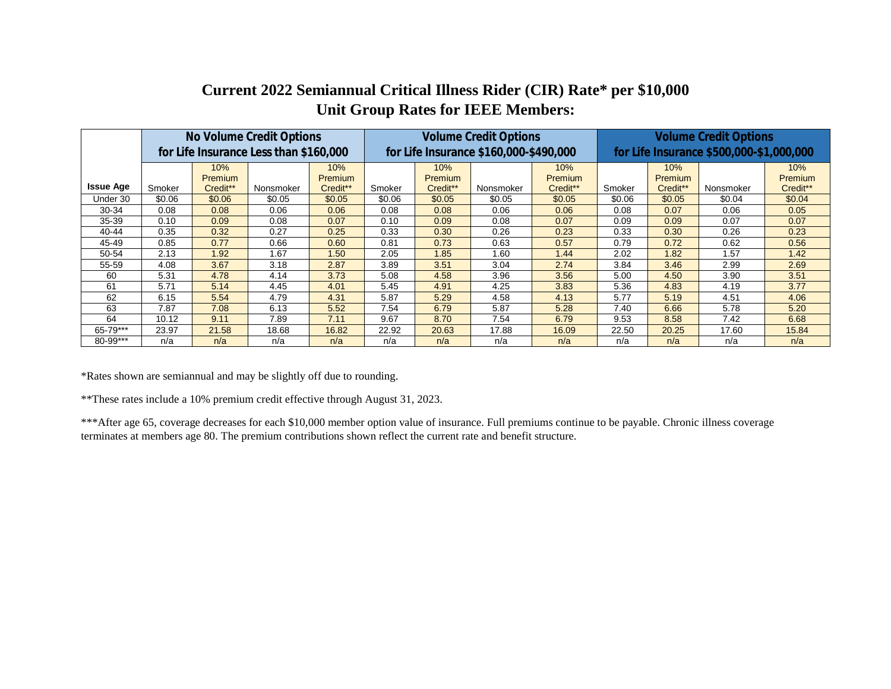# Current 2022 Semiannual Critical Illness Rider (CIR) Rate* per $10,000
## Unit Group Rates for IEEE Members:

| | No Volume Credit Options for Life Insurance Less than $160,000 | | | | Volume Credit Options for Life Insurance $160,000-$490,000 | | | | Volume Credit Options for Life Insurance $500,000-$1,000,000 | | | |
|---|---|---|---|---|---|---|---|---|---|---|---|---|
| **Issue Age** | Smoker | 10% Premium Credit** | Nonsmoker | 10% Premium Credit** | Smoker | 10% Premium Credit** | Nonsmoker | 10% Premium Credit** | Smoker | 10% Premium Credit** | Nonsmoker | 10% Premium Credit** |
| Under 30 | $0.06 | $0.06 | $0.05 | $0.05 | $0.06 | $0.05 | $0.05 | $0.05 | $0.06 | $0.05 | $0.04 | $0.04 |
| 30-34 | 0.08 | 0.08 | 0.06 | 0.06 | 0.08 | 0.08 | 0.06 | 0.06 | 0.08 | 0.07 | 0.06 | 0.05 |
| 35-39 | 0.10 | 0.09 | 0.08 | 0.07 | 0.10 | 0.09 | 0.08 | 0.07 | 0.09 | 0.09 | 0.07 | 0.07 |
| 40-44 | 0.35 | 0.32 | 0.27 | 0.25 | 0.33 | 0.30 | 0.26 | 0.23 | 0.33 | 0.30 | 0.26 | 0.23 |
| 45-49 | 0.85 | 0.77 | 0.66 | 0.60 | 0.81 | 0.73 | 0.63 | 0.57 | 0.79 | 0.72 | 0.62 | 0.56 |
| 50-54 | 2.13 | 1.92 | 1.67 | 1.50 | 2.05 | 1.85 | 1.60 | 1.44 | 2.02 | 1.82 | 1.57 | 1.42 |
| 55-59 | 4.08 | 3.67 | 3.18 | 2.87 | 3.89 | 3.51 | 3.04 | 2.74 | 3.84 | 3.46 | 2.99 | 2.69 |
| 60 | 5.31 | 4.78 | 4.14 | 3.73 | 5.08 | 4.58 | 3.96 | 3.56 | 5.00 | 4.50 | 3.90 | 3.51 |
| 61 | 5.71 | 5.14 | 4.45 | 4.01 | 5.45 | 4.91 | 4.25 | 3.83 | 5.36 | 4.83 | 4.19 | 3.77 |
| 62 | 6.15 | 5.54 | 4.79 | 4.31 | 5.87 | 5.29 | 4.58 | 4.13 | 5.77 | 5.19 | 4.51 | 4.06 |
| 63 | 7.87 | 7.08 | 6.13 | 5.52 | 7.54 | 6.79 | 5.87 | 5.28 | 7.40 | 6.66 | 5.78 | 5.20 |
| 64 | 10.12 | 9.11 | 7.89 | 7.11 | 9.67 | 8.70 | 7.54 | 6.79 | 9.53 | 8.58 | 7.42 | 6.68 |
| 65-79*** | 23.97 | 21.58 | 18.68 | 16.82 | 22.92 | 20.63 | 17.88 | 16.09 | 22.50 | 20.25 | 17.60 | 15.84 |
| 80-99*** | n/a | n/a | n/a | n/a | n/a | n/a | n/a | n/a | n/a | n/a | n/a | n/a |

*Rates shown are semiannual and may be slightly off due to rounding.

**These rates include a 10% premium credit effective through August 31, 2023.

***After age 65, coverage decreases for each $10,000 member option value of insurance. Full premiums continue to be payable. Chronic illness coverage terminates at members age 80. The premium contributions shown reflect the current rate and benefit structure.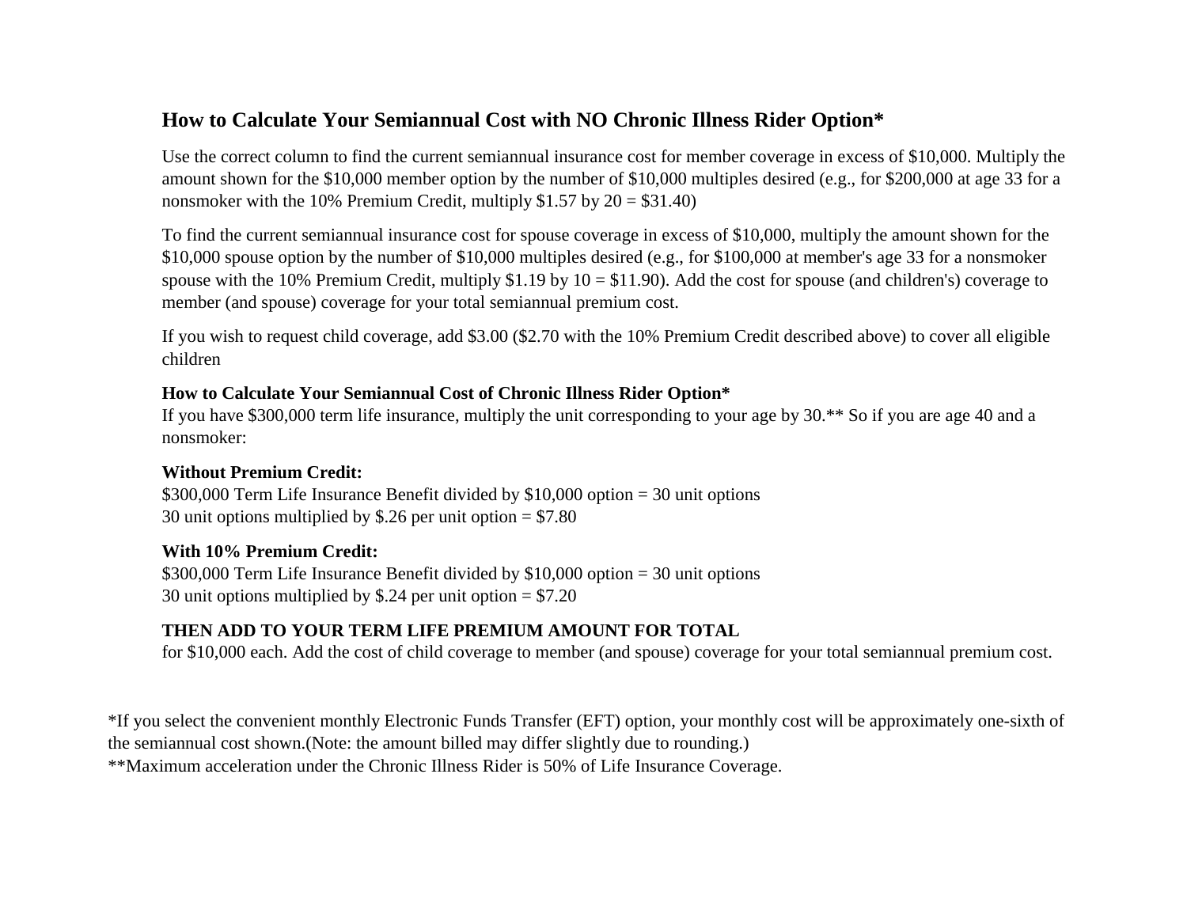## How to Calculate Your Semiannual Cost with NO Chronic Illness Rider Option*

Use the correct column to find the current semiannual insurance cost for member coverage in excess of $10,000. Multiply the amount shown for the $10,000 member option by the number of $10,000 multiples desired (e.g., for $200,000 at age 33 for a nonsmoker with the 10% Premium Credit, multiply $1.57 by 20 = $31.40)

To find the current semiannual insurance cost for spouse coverage in excess of $10,000, multiply the amount shown for the $10,000 spouse option by the number of $10,000 multiples desired (e.g., for $100,000 at member's age 33 for a nonsmoker spouse with the 10% Premium Credit, multiply $1.19 by 10 = $11.90). Add the cost for spouse (and children's) coverage to member (and spouse) coverage for your total semiannual premium cost.

If you wish to request child coverage, add $3.00 ($2.70 with the 10% Premium Credit described above) to cover all eligible children

**How to Calculate Your Semiannual Cost of Chronic Illness Rider Option***
If you have $300,000 term life insurance, multiply the unit corresponding to your age by 30.** So if you are age 40 and a nonsmoker:

**Without Premium Credit:**
$300,000 Term Life Insurance Benefit divided by $10,000 option = 30 unit options
30 unit options multiplied by $.26 per unit option = $7.80

**With 10% Premium Credit:**
$300,000 Term Life Insurance Benefit divided by $10,000 option = 30 unit options
30 unit options multiplied by $.24 per unit option = $7.20

**THEN ADD TO YOUR TERM LIFE PREMIUM AMOUNT FOR TOTAL**
for $10,000 each. Add the cost of child coverage to member (and spouse) coverage for your total semiannual premium cost.

*If you select the convenient monthly Electronic Funds Transfer (EFT) option, your monthly cost will be approximately one-sixth of the semiannual cost shown.(Note: the amount billed may differ slightly due to rounding.)
**Maximum acceleration under the Chronic Illness Rider is 50% of Life Insurance Coverage.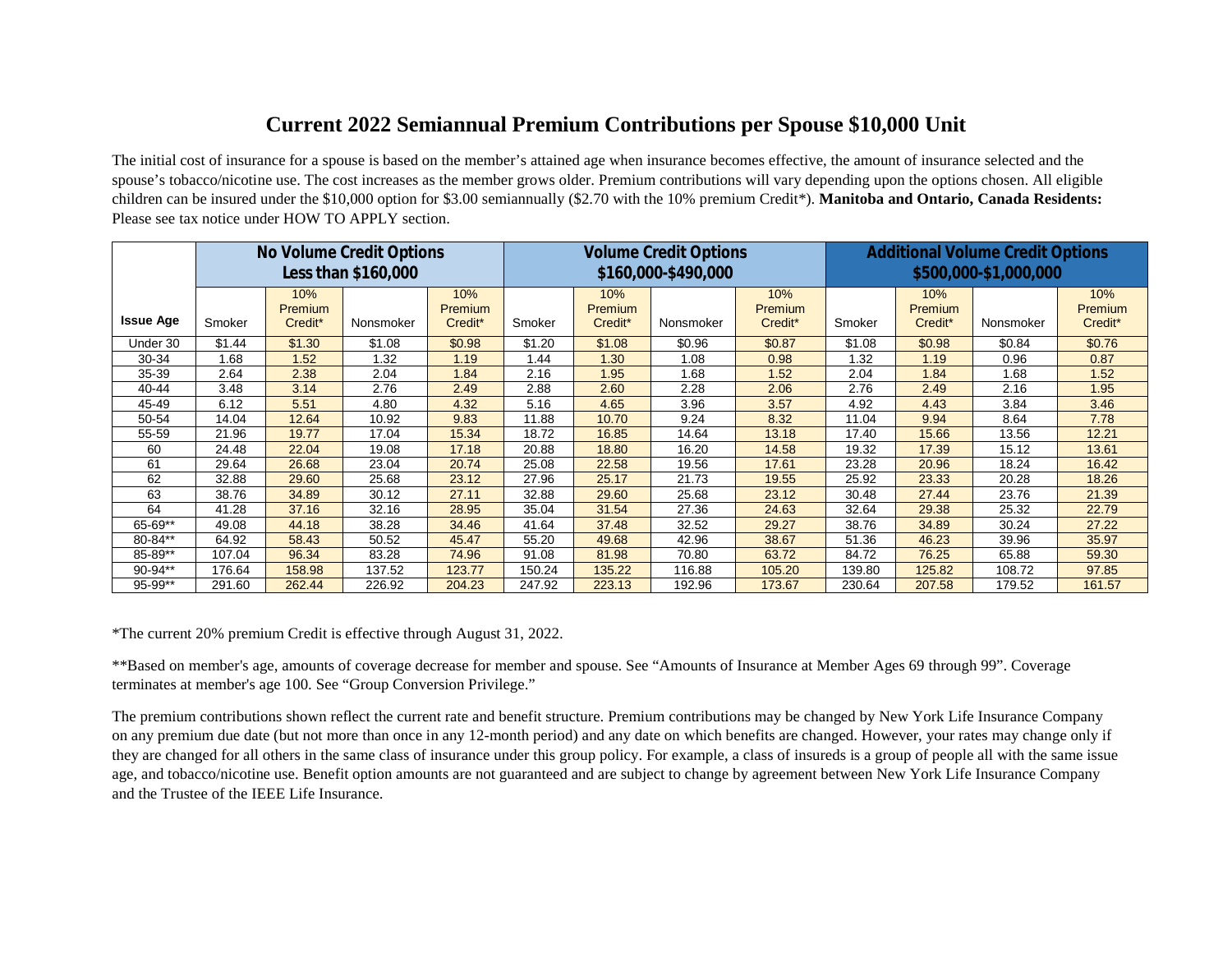# Current 2022 Semiannual Premium Contributions per Spouse $10,000 Unit

The initial cost of insurance for a spouse is based on the member's attained age when insurance becomes effective, the amount of insurance selected and the spouse's tobacco/nicotine use. The cost increases as the member grows older. Premium contributions will vary depending upon the options chosen. All eligible children can be insured under the $10,000 option for $3.00 semiannually ($2.70 with the 10% premium Credit*). **Manitoba and Ontario, Canada Residents:** Please see tax notice under HOW TO APPLY section.

| | No Volume Credit Options Less than $160,000 | | | | Volume Credit Options $160,000-$490,000 | | | | Additional Volume Credit Options $500,000-$1,000,000 | | | |
|---|---|---|---|---|---|---|---|---|---|---|---|---|
| **Issue Age** | Smoker | 10% Premium Credit* | Nonsmoker | 10% Premium Credit* | Smoker | 10% Premium Credit* | Nonsmoker | 10% Premium Credit* | Smoker | 10% Premium Credit* | Nonsmoker | 10% Premium Credit* |
| Under 30 | $1.44 | $1.30 | $1.08 | $0.98 | $1.20 | $1.08 | $0.96 | $0.87 | $1.08 | $0.98 | $0.84 | $0.76 |
| 30-34 | 1.68 | 1.52 | 1.32 | 1.19 | 1.44 | 1.30 | 1.08 | 0.98 | 1.32 | 1.19 | 0.96 | 0.87 |
| 35-39 | 2.64 | 2.38 | 2.04 | 1.84 | 2.16 | 1.95 | 1.68 | 1.52 | 2.04 | 1.84 | 1.68 | 1.52 |
| 40-44 | 3.48 | 3.14 | 2.76 | 2.49 | 2.88 | 2.60 | 2.28 | 2.06 | 2.76 | 2.49 | 2.16 | 1.95 |
| 45-49 | 6.12 | 5.51 | 4.80 | 4.32 | 5.16 | 4.65 | 3.96 | 3.57 | 4.92 | 4.43 | 3.84 | 3.46 |
| 50-54 | 14.04 | 12.64 | 10.92 | 9.83 | 11.88 | 10.70 | 9.24 | 8.32 | 11.04 | 9.94 | 8.64 | 7.78 |
| 55-59 | 21.96 | 19.77 | 17.04 | 15.34 | 18.72 | 16.85 | 14.64 | 13.18 | 17.40 | 15.66 | 13.56 | 12.21 |
| 60 | 24.48 | 22.04 | 19.08 | 17.18 | 20.88 | 18.80 | 16.20 | 14.58 | 19.32 | 17.39 | 15.12 | 13.61 |
| 61 | 29.64 | 26.68 | 23.04 | 20.74 | 25.08 | 22.58 | 19.56 | 17.61 | 23.28 | 20.96 | 18.24 | 16.42 |
| 62 | 32.88 | 29.60 | 25.68 | 23.12 | 27.96 | 25.17 | 21.73 | 19.55 | 25.92 | 23.33 | 20.28 | 18.26 |
| 63 | 38.76 | 34.89 | 30.12 | 27.11 | 32.88 | 29.60 | 25.68 | 23.12 | 30.48 | 27.44 | 23.76 | 21.39 |
| 64 | 41.28 | 37.16 | 32.16 | 28.95 | 35.04 | 31.54 | 27.36 | 24.63 | 32.64 | 29.38 | 25.32 | 22.79 |
| 65-69** | 49.08 | 44.18 | 38.28 | 34.46 | 41.64 | 37.48 | 32.52 | 29.27 | 38.76 | 34.89 | 30.24 | 27.22 |
| 80-84** | 64.92 | 58.43 | 50.52 | 45.47 | 55.20 | 49.68 | 42.96 | 38.67 | 51.36 | 46.23 | 39.96 | 35.97 |
| 85-89** | 107.04 | 96.34 | 83.28 | 74.96 | 91.08 | 81.98 | 70.80 | 63.72 | 84.72 | 76.25 | 65.88 | 59.30 |
| 90-94** | 176.64 | 158.98 | 137.52 | 123.77 | 150.24 | 135.22 | 116.88 | 105.20 | 139.80 | 125.82 | 108.72 | 97.85 |
| 95-99** | 291.60 | 262.44 | 226.92 | 204.23 | 247.92 | 223.13 | 192.96 | 173.67 | 230.64 | 207.58 | 179.52 | 161.57 |

*The current 20% premium Credit is effective through August 31, 2022.

**Based on member's age, amounts of coverage decrease for member and spouse. See "Amounts of Insurance at Member Ages 69 through 99". Coverage terminates at member's age 100. See "Group Conversion Privilege."

The premium contributions shown reflect the current rate and benefit structure. Premium contributions may be changed by New York Life Insurance Company on any premium due date (but not more than once in any 12-month period) and any date on which benefits are changed. However, your rates may change only if they are changed for all others in the same class of insurance under this group policy. For example, a class of insureds is a group of people all with the same issue age, and tobacco/nicotine use. Benefit option amounts are not guaranteed and are subject to change by agreement between New York Life Insurance Company and the Trustee of the IEEE Life Insurance.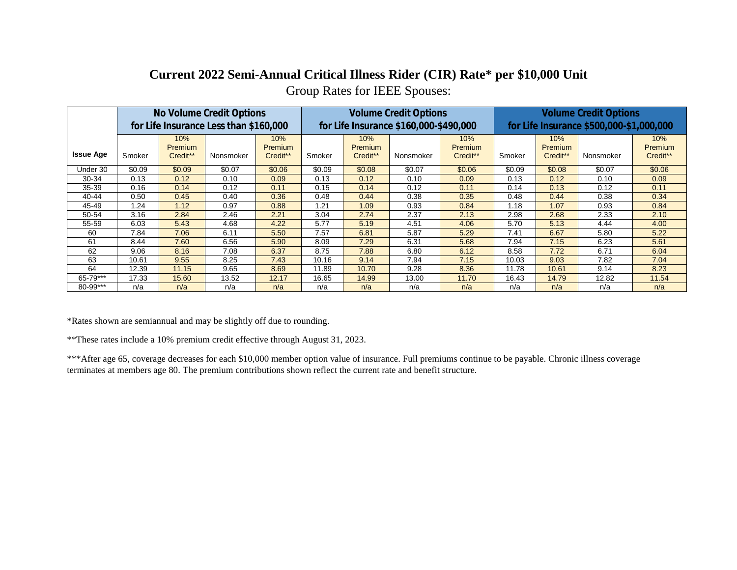# Current 2022 Semi-Annual Critical Illness Rider (CIR) Rate* per $10,000 Unit

Group Rates for IEEE Spouses:

| Issue Age | No Volume Credit Options for Life Insurance Less than $160,000 | | | | Volume Credit Options for Life Insurance $160,000-$490,000 | | | | Volume Credit Options for Life Insurance $500,000-$1,000,000 | | | |
|---|---|---|---|---|---|---|---|---|---|---|---|---|
| | Smoker | 10% Premium Credit** | Nonsmoker | 10% Premium Credit** | Smoker | 10% Premium Credit** | Nonsmoker | 10% Premium Credit** | Smoker | 10% Premium Credit** | Nonsmoker | 10% Premium Credit** |
| Under 30 | $0.09 | $0.09 | $0.07 | $0.06 | $0.09 | $0.08 | $0.07 | $0.06 | $0.09 | $0.08 | $0.07 | $0.06 |
| 30-34 | 0.13 | 0.12 | 0.10 | 0.09 | 0.13 | 0.12 | 0.10 | 0.09 | 0.13 | 0.12 | 0.10 | 0.09 |
| 35-39 | 0.16 | 0.14 | 0.12 | 0.11 | 0.15 | 0.14 | 0.12 | 0.11 | 0.14 | 0.13 | 0.12 | 0.11 |
| 40-44 | 0.50 | 0.45 | 0.40 | 0.36 | 0.48 | 0.44 | 0.38 | 0.35 | 0.48 | 0.44 | 0.38 | 0.34 |
| 45-49 | 1.24 | 1.12 | 0.97 | 0.88 | 1.21 | 1.09 | 0.93 | 0.84 | 1.18 | 1.07 | 0.93 | 0.84 |
| 50-54 | 3.16 | 2.84 | 2.46 | 2.21 | 3.04 | 2.74 | 2.37 | 2.13 | 2.98 | 2.68 | 2.33 | 2.10 |
| 55-59 | 6.03 | 5.43 | 4.68 | 4.22 | 5.77 | 5.19 | 4.51 | 4.06 | 5.70 | 5.13 | 4.44 | 4.00 |
| 60 | 7.84 | 7.06 | 6.11 | 5.50 | 7.57 | 6.81 | 5.87 | 5.29 | 7.41 | 6.67 | 5.80 | 5.22 |
| 61 | 8.44 | 7.60 | 6.56 | 5.90 | 8.09 | 7.29 | 6.31 | 5.68 | 7.94 | 7.15 | 6.23 | 5.61 |
| 62 | 9.06 | 8.16 | 7.08 | 6.37 | 8.75 | 7.88 | 6.80 | 6.12 | 8.58 | 7.72 | 6.71 | 6.04 |
| 63 | 10.61 | 9.55 | 8.25 | 7.43 | 10.16 | 9.14 | 7.94 | 7.15 | 10.03 | 9.03 | 7.82 | 7.04 |
| 64 | 12.39 | 11.15 | 9.65 | 8.69 | 11.89 | 10.70 | 9.28 | 8.36 | 11.78 | 10.61 | 9.14 | 8.23 |
| 65-79*** | 17.33 | 15.60 | 13.52 | 12.17 | 16.65 | 14.99 | 13.00 | 11.70 | 16.43 | 14.79 | 12.82 | 11.54 |
| 80-99*** | n/a | n/a | n/a | n/a | n/a | n/a | n/a | n/a | n/a | n/a | n/a | n/a |

*Rates shown are semiannual and may be slightly off due to rounding.

**These rates include a 10% premium credit effective through August 31, 2023.

***After age 65, coverage decreases for each $10,000 member option value of insurance. Full premiums continue to be payable. Chronic illness coverage terminates at members age 80. The premium contributions shown reflect the current rate and benefit structure.